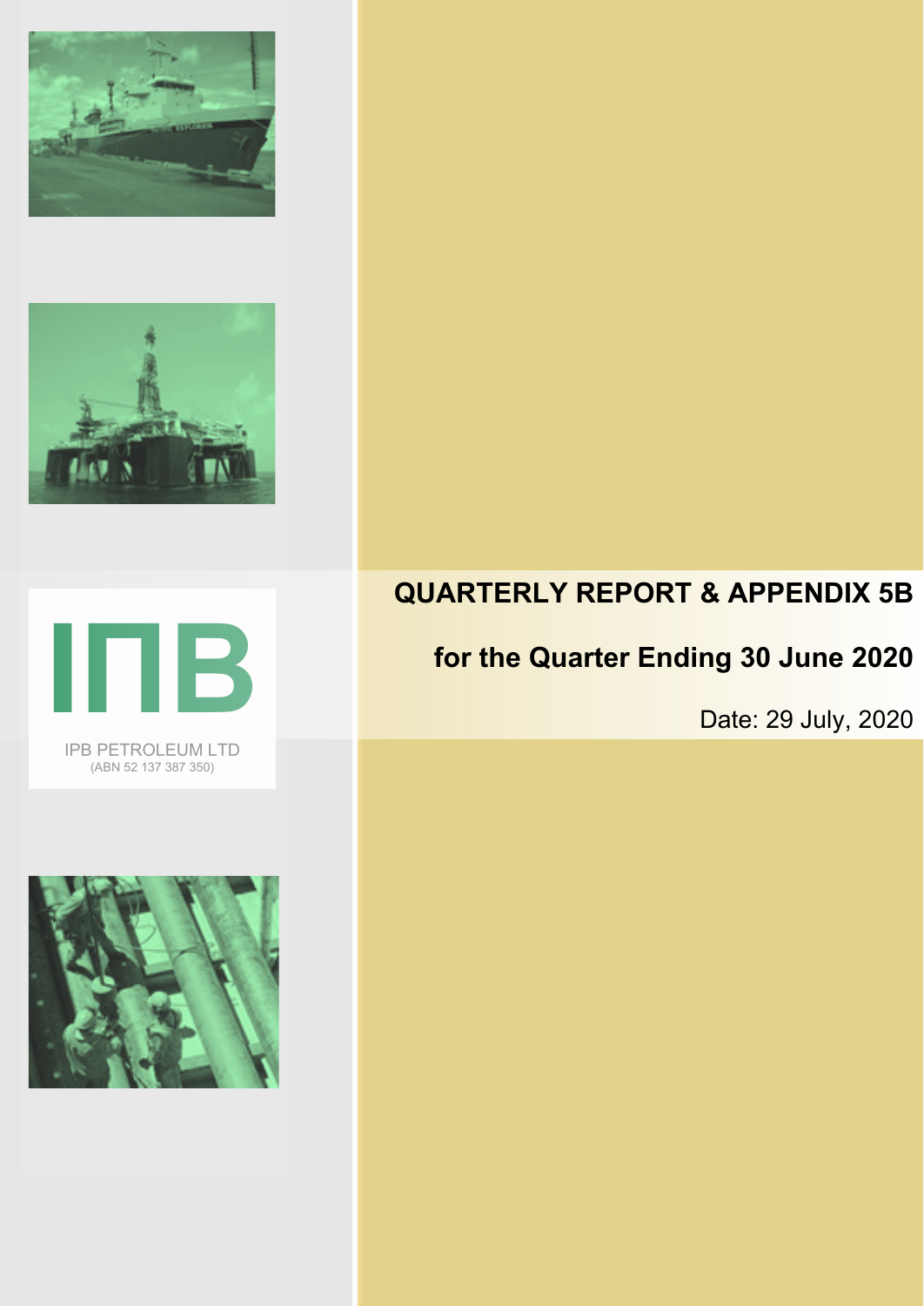IPB PETROLEUM LTD
(ABN 52 137 387 350)

# QUARTERLY REPORT & APPENDIX 5B

## for the Quarter Ending 30 June 2020

Date: 29 July, 2020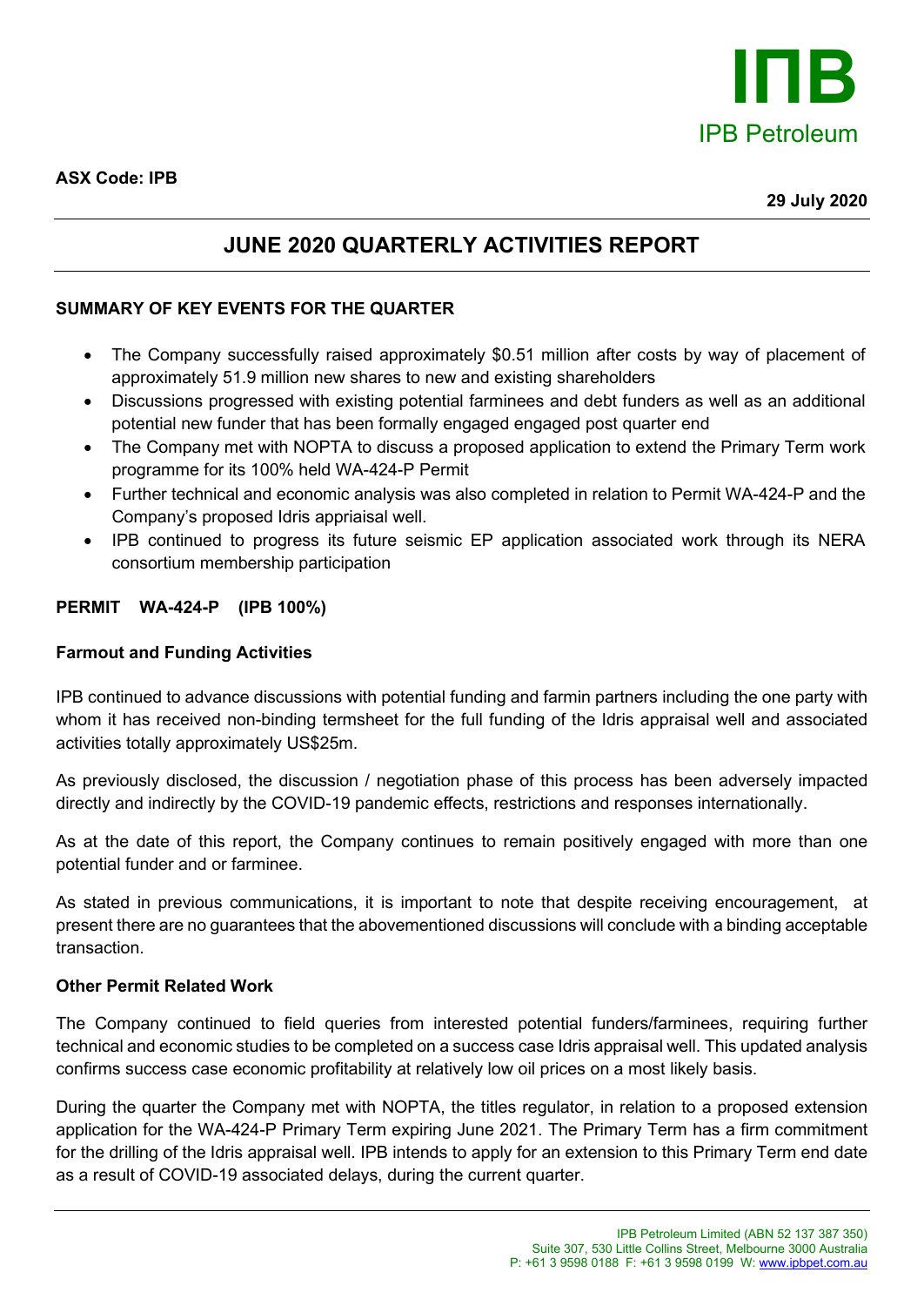**ASX Code: IPB**

**29 July 2020**

# JUNE 2020 QUARTERLY ACTIVITIES REPORT

## SUMMARY OF KEY EVENTS FOR THE QUARTER

- The Company successfully raised approximately $0.51 million after costs by way of placement of approximately 51.9 million new shares to new and existing shareholders
- Discussions progressed with existing potential farminees and debt funders as well as an additional potential new funder that has been formally engaged engaged post quarter end
- The Company met with NOPTA to discuss a proposed application to extend the Primary Term work programme for its 100% held WA-424-P Permit
- Further technical and economic analysis was also completed in relation to Permit WA-424-P and the Company's proposed Idris appriaisal well.
- IPB continued to progress its future seismic EP application associated work through its NERA consortium membership participation

## PERMIT WA-424-P (IPB 100%)

### Farmout and Funding Activities

IPB continued to advance discussions with potential funding and farmin partners including the one party with whom it has received non-binding termsheet for the full funding of the Idris appraisal well and associated activities totally approximately US$25m.

As previously disclosed, the discussion / negotiation phase of this process has been adversely impacted directly and indirectly by the COVID-19 pandemic effects, restrictions and responses internationally.

As at the date of this report, the Company continues to remain positively engaged with more than one potential funder and or farminee.

As stated in previous communications, it is important to note that despite receiving encouragement, at present there are no guarantees that the abovementioned discussions will conclude with a binding acceptable transaction.

### Other Permit Related Work

The Company continued to field queries from interested potential funders/farminees, requiring further technical and economic studies to be completed on a success case Idris appraisal well. This updated analysis confirms success case economic profitability at relatively low oil prices on a most likely basis.

During the quarter the Company met with NOPTA, the titles regulator, in relation to a proposed extension application for the WA-424-P Primary Term expiring June 2021. The Primary Term has a firm commitment for the drilling of the Idris appraisal well. IPB intends to apply for an extension to this Primary Term end date as a result of COVID-19 associated delays, during the current quarter.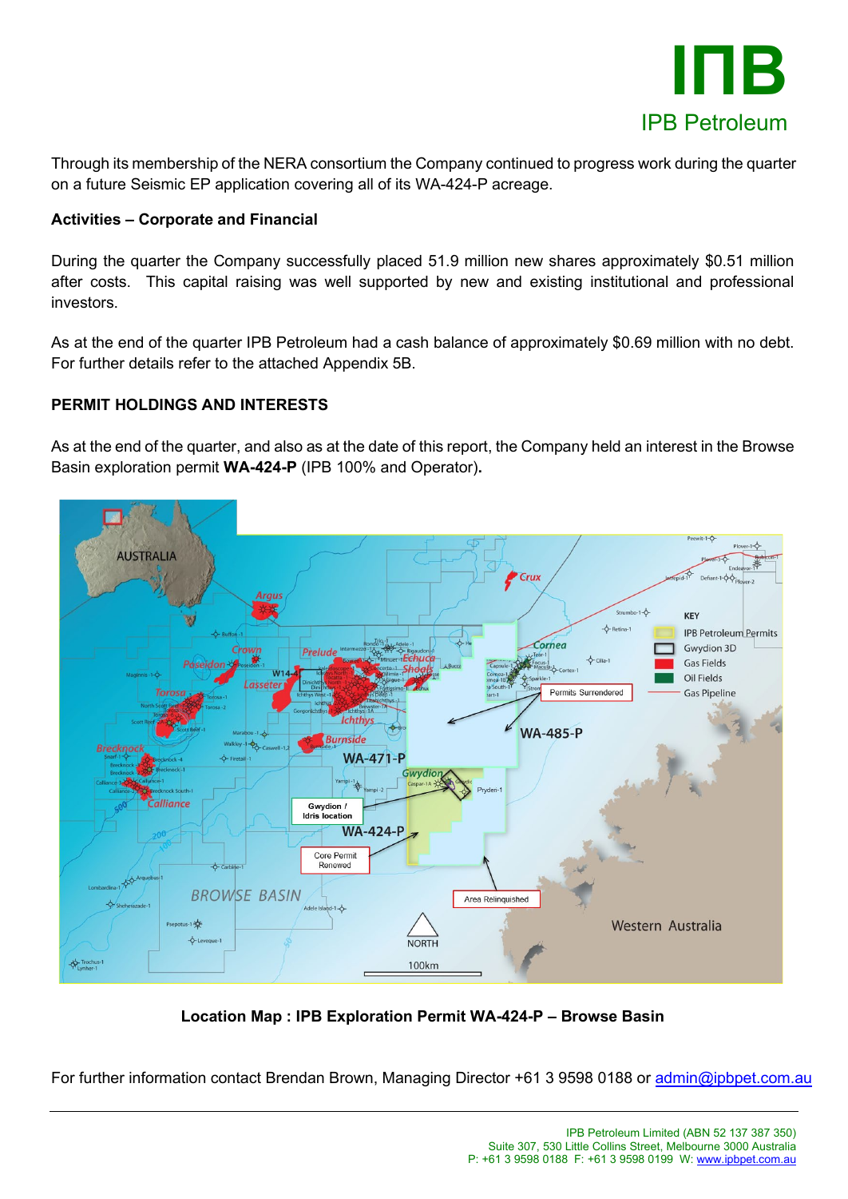Through its membership of the NERA consortium the Company continued to progress work during the quarter on a future Seismic EP application covering all of its WA-424-P acreage.

**Activities – Corporate and Financial**

During the quarter the Company successfully placed 51.9 million new shares approximately $0.51 million after costs. This capital raising was well supported by new and existing institutional and professional investors.

As at the end of the quarter IPB Petroleum had a cash balance of approximately $0.69 million with no debt. For further details refer to the attached Appendix 5B.

**PERMIT HOLDINGS AND INTERESTS**

As at the end of the quarter, and also as at the date of this report, the Company held an interest in the Browse Basin exploration permit **WA-424-P** (IPB 100% and Operator)**.**

**Location Map : IPB Exploration Permit WA-424-P – Browse Basin**

For further information contact Brendan Brown, Managing Director +61 3 9598 0188 or admin@ipbpet.com.au

IPB Petroleum Limited (ABN 52 137 387 350)
Suite 307, 530 Little Collins Street, Melbourne 3000 Australia
P: +61 3 9598 0188 F: +61 3 9598 0199 W: www.ipbpet.com.au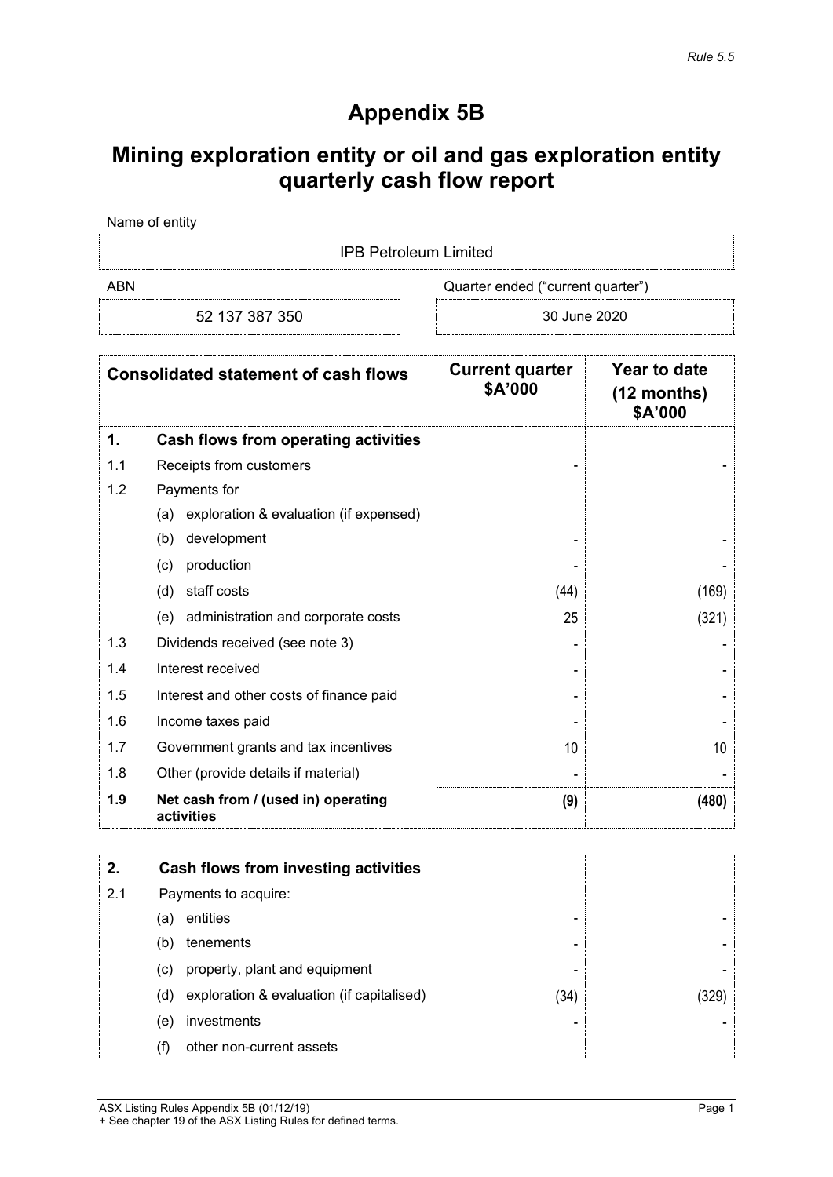*Rule 5.5*

# Appendix 5B

# Mining exploration entity or oil and gas exploration entity quarterly cash flow report

Name of entity

| IPB Petroleum Limited | |
|---|---|
| **ABN** | **Quarter ended ("current quarter")** |
| 52 137 387 350 | 30 June 2020 |

| | **Consolidated statement of cash flows** | **Current quarter $A'000** | **Year to date (12 months) $A'000** |
|---|---|---|---|
| **1.** | **Cash flows from operating activities** | | |
| 1.1 | Receipts from customers | - | - |
| 1.2 | Payments for | | |
| | (a) exploration & evaluation (if expensed) | | |
| | (b) development | - | - |
| | (c) production | - | - |
| | (d) staff costs | (44) | (169) |
| | (e) administration and corporate costs | 25 | (321) |
| 1.3 | Dividends received (see note 3) | - | - |
| 1.4 | Interest received | - | - |
| 1.5 | Interest and other costs of finance paid | - | - |
| 1.6 | Income taxes paid | - | - |
| 1.7 | Government grants and tax incentives | 10 | 10 |
| 1.8 | Other (provide details if material) | - | - |
| **1.9** | **Net cash from / (used in) operating activities** | **(9)** | **(480)** |

| | | | |
|---|---|---|---|
| **2.** | **Cash flows from investing activities** | | |
| 2.1 | Payments to acquire: | | |
| | (a) entities | - | - |
| | (b) tenements | - | - |
| | (c) property, plant and equipment | - | - |
| | (d) exploration & evaluation (if capitalised) | (34) | (329) |
| | (e) investments | - | - |
| | (f) other non-current assets | | |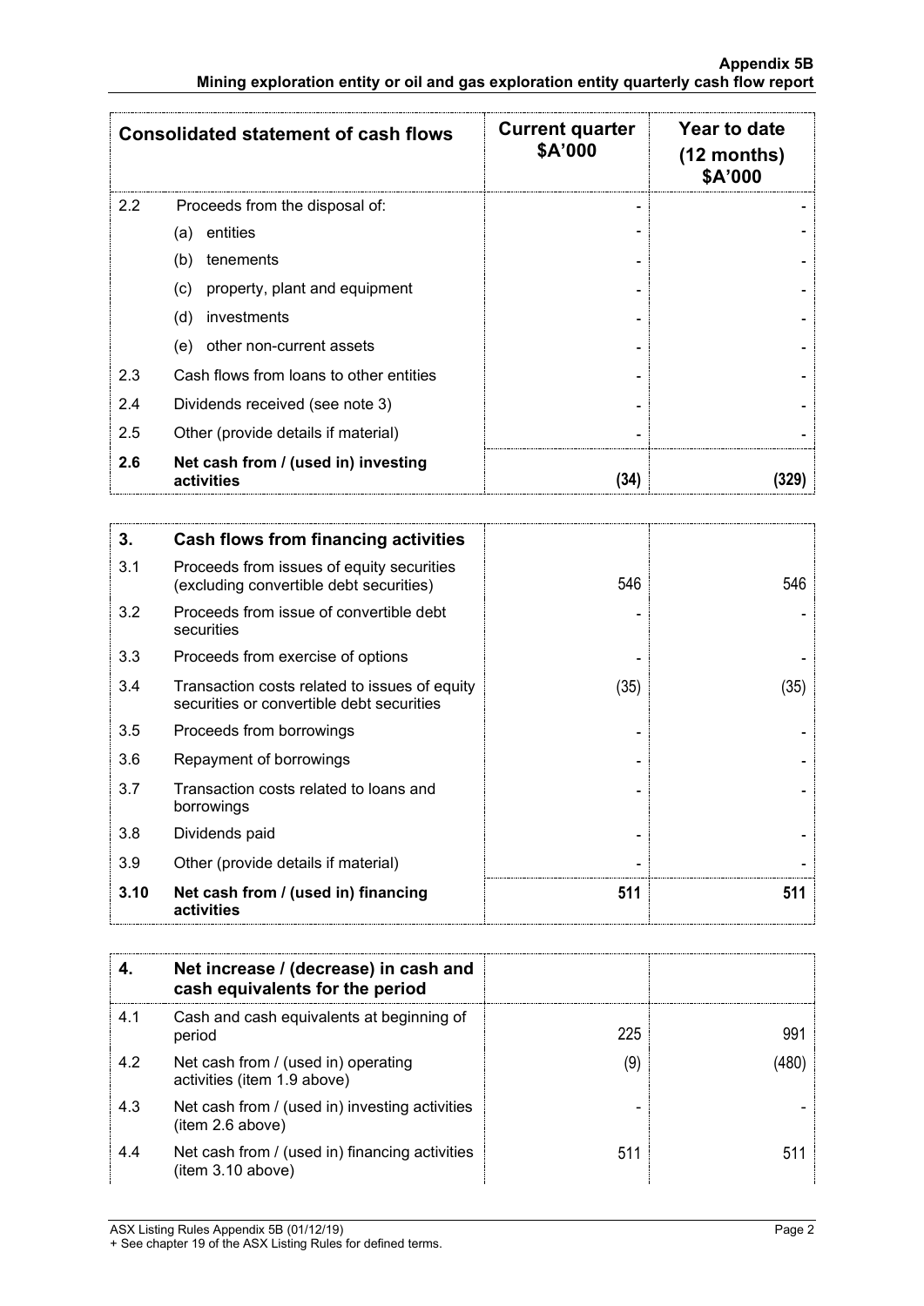| Consolidated statement of cash flows | | Current quarter $A'000 | Year to date (12 months) $A'000 |
|---|---|---|---|
| 2.2 | Proceeds from the disposal of: | - | - |
| | (a) entities | - | - |
| | (b) tenements | - | - |
| | (c) property, plant and equipment | - | - |
| | (d) investments | - | - |
| | (e) other non-current assets | - | - |
| 2.3 | Cash flows from loans to other entities | - | - |
| 2.4 | Dividends received (see note 3) | - | - |
| 2.5 | Other (provide details if material) | - | - |
| **2.6** | **Net cash from / (used in) investing activities** | **(34)** | **(329)** |

| **3.** | **Cash flows from financing activities** | | |
|---|---|---|---|
| 3.1 | Proceeds from issues of equity securities (excluding convertible debt securities) | 546 | 546 |
| 3.2 | Proceeds from issue of convertible debt securities | - | - |
| 3.3 | Proceeds from exercise of options | - | - |
| 3.4 | Transaction costs related to issues of equity securities or convertible debt securities | (35) | (35) |
| 3.5 | Proceeds from borrowings | - | - |
| 3.6 | Repayment of borrowings | - | - |
| 3.7 | Transaction costs related to loans and borrowings | - | - |
| 3.8 | Dividends paid | - | - |
| 3.9 | Other (provide details if material) | - | - |
| **3.10** | **Net cash from / (used in) financing activities** | **511** | **511** |

| **4.** | **Net increase / (decrease) in cash and cash equivalents for the period** | | |
|---|---|---|---|
| 4.1 | Cash and cash equivalents at beginning of period | 225 | 991 |
| 4.2 | Net cash from / (used in) operating activities (item 1.9 above) | (9) | (480) |
| 4.3 | Net cash from / (used in) investing activities (item 2.6 above) | - | - |
| 4.4 | Net cash from / (used in) financing activities (item 3.10 above) | 511 | 511 |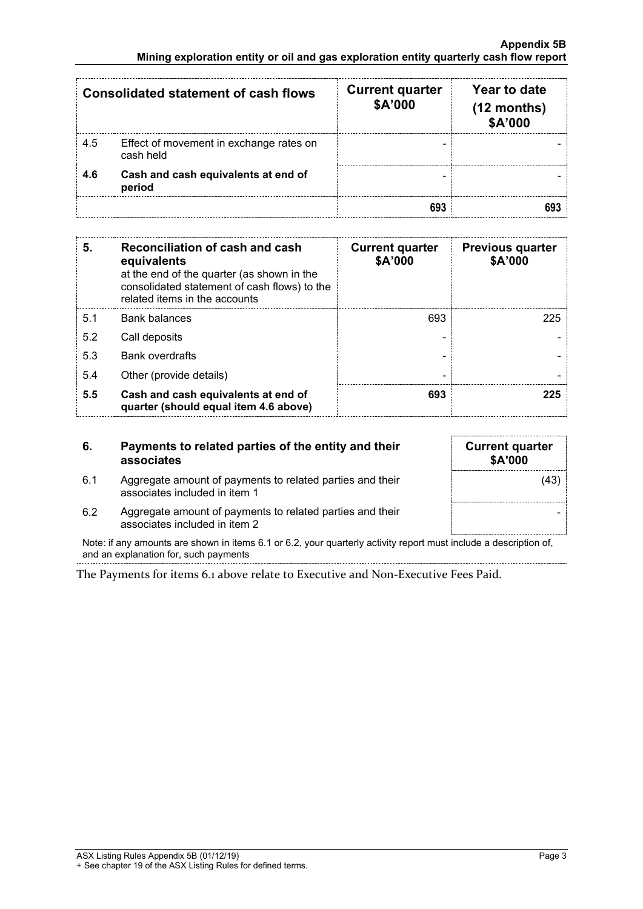| Consolidated statement of cash flows | | Current quarter $A'000 | Year to date (12 months) $A'000 |
|---|---|---|---|
| 4.5 | Effect of movement in exchange rates on cash held | - | - |
| **4.6** | **Cash and cash equivalents at end of period** | - | - |
| | | **693** | **693** |

| 5. | Reconciliation of cash and cash equivalents at the end of the quarter (as shown in the consolidated statement of cash flows) to the related items in the accounts | Current quarter $A'000 | Previous quarter $A'000 |
|---|---|---|---|
| 5.1 | Bank balances | 693 | 225 |
| 5.2 | Call deposits | - | - |
| 5.3 | Bank overdrafts | - | - |
| 5.4 | Other (provide details) | - | - |
| **5.5** | **Cash and cash equivalents at end of quarter (should equal item 4.6 above)** | **693** | **225** |

| 6. | Payments to related parties of the entity and their associates | Current quarter $A'000 |
|---|---|---|
| 6.1 | Aggregate amount of payments to related parties and their associates included in item 1 | (43) |
| 6.2 | Aggregate amount of payments to related parties and their associates included in item 2 | - |

Note: if any amounts are shown in items 6.1 or 6.2, your quarterly activity report must include a description of, and an explanation for, such payments

The Payments for items 6.1 above relate to Executive and Non-Executive Fees Paid.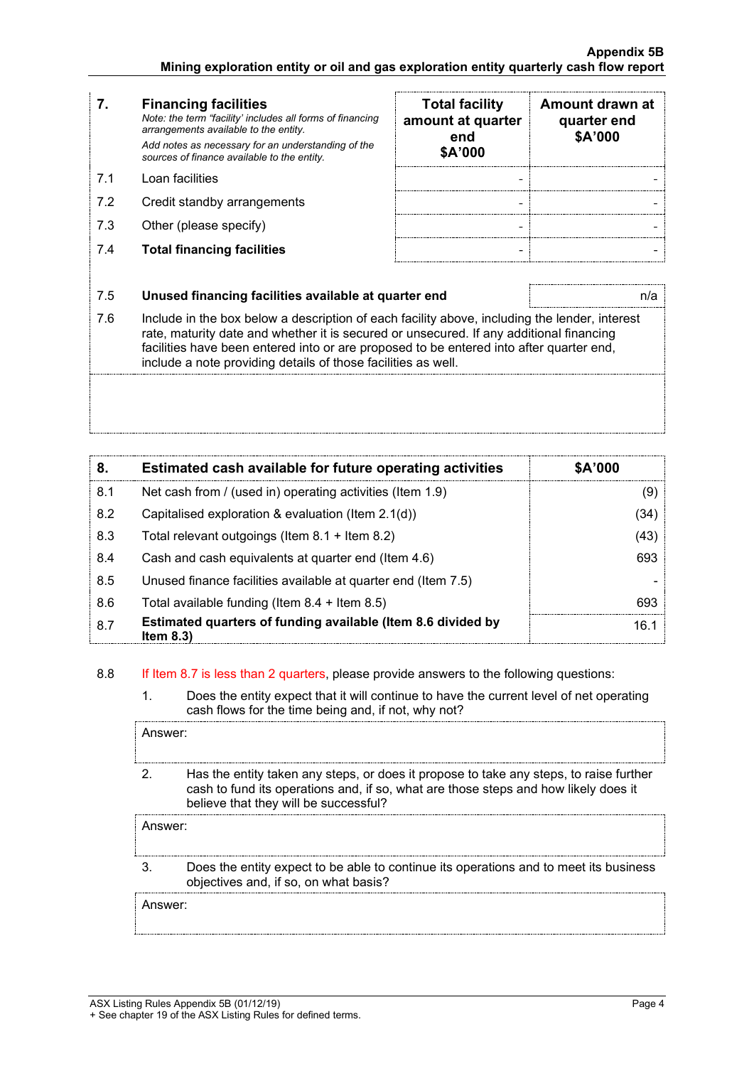| 7. | **Financing facilities** *Note: the term "facility' includes all forms of financing arrangements available to the entity.* *Add notes as necessary for an understanding of the sources of finance available to the entity.* | **Total facility amount at quarter end $A'000** | **Amount drawn at quarter end $A'000** |
|---|---|---|---|
| 7.1 | Loan facilities | - | - |
| 7.2 | Credit standby arrangements | - | - |
| 7.3 | Other (please specify) | - | - |
| 7.4 | **Total financing facilities** | - | - |

| | | |
|---|---|---|
| 7.5 | **Unused financing facilities available at quarter end** | n/a |

7.6 Include in the box below a description of each facility above, including the lender, interest rate, maturity date and whether it is secured or unsecured. If any additional financing facilities have been entered into or are proposed to be entered into after quarter end, include a note providing details of those facilities as well.

| 8. | **Estimated cash available for future operating activities** | **$A'000** |
|---|---|---|
| 8.1 | Net cash from / (used in) operating activities (Item 1.9) | (9) |
| 8.2 | Capitalised exploration & evaluation (Item 2.1(d)) | (34) |
| 8.3 | Total relevant outgoings (Item 8.1 + Item 8.2) | (43) |
| 8.4 | Cash and cash equivalents at quarter end (Item 4.6) | 693 |
| 8.5 | Unused finance facilities available at quarter end (Item 7.5) | - |
| 8.6 | Total available funding (Item 8.4 + Item 8.5) | 693 |
| 8.7 | **Estimated quarters of funding available (Item 8.6 divided by Item 8.3)** | 16.1 |

8.8 If Item 8.7 is less than 2 quarters, please provide answers to the following questions:

1. Does the entity expect that it will continue to have the current level of net operating cash flows for the time being and, if not, why not?

Answer:

2. Has the entity taken any steps, or does it propose to take any steps, to raise further cash to fund its operations and, if so, what are those steps and how likely does it believe that they will be successful?

Answer:

3. Does the entity expect to be able to continue its operations and to meet its business objectives and, if so, on what basis?

Answer: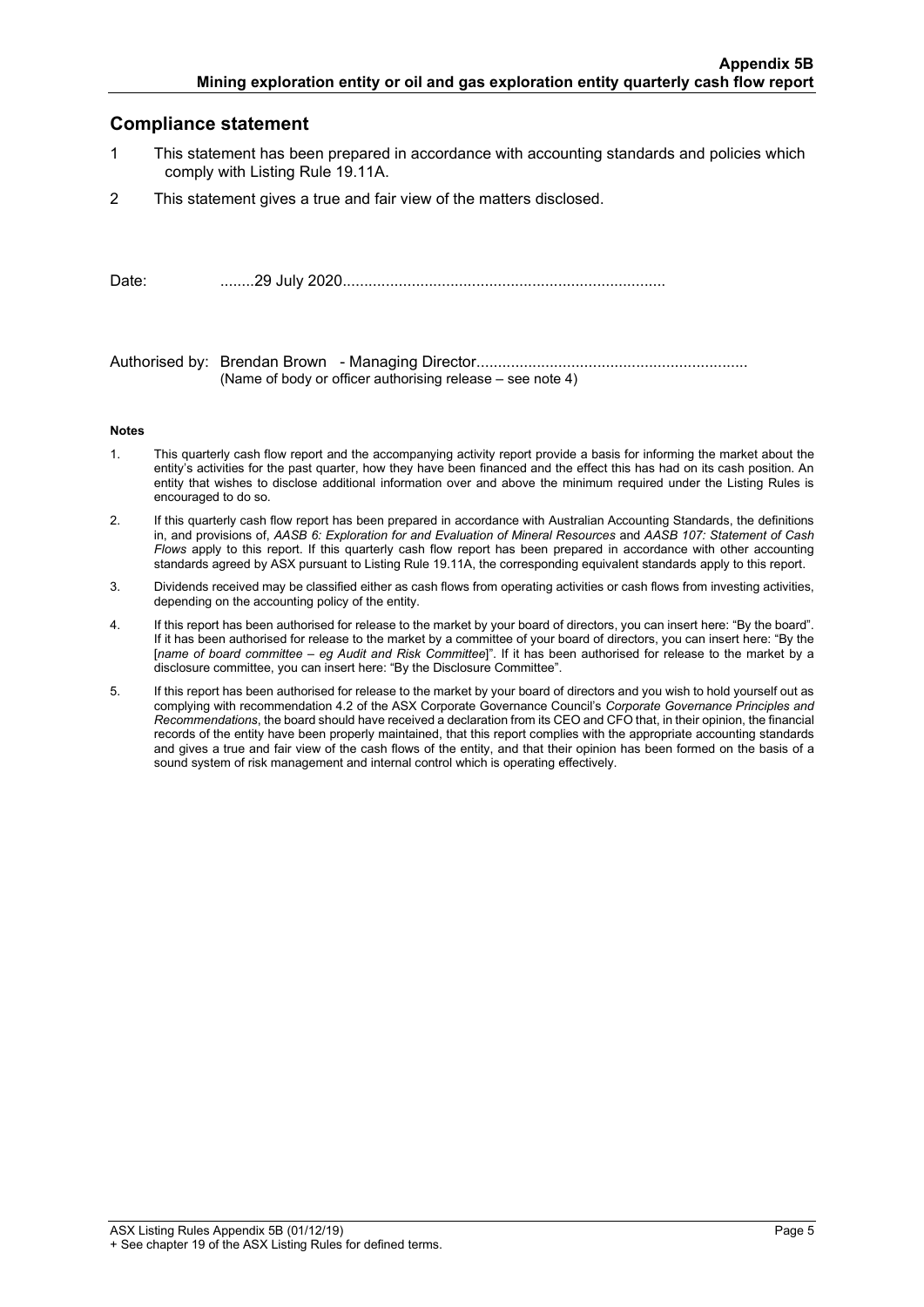## Compliance statement

1. This statement has been prepared in accordance with accounting standards and policies which comply with Listing Rule 19.11A.
2. This statement gives a true and fair view of the matters disclosed.

Date: ........29 July 2020..........................................................................

Authorised by: Brendan Brown - Managing Director..............................................................
(Name of body or officer authorising release – see note 4)

**Notes**

1. This quarterly cash flow report and the accompanying activity report provide a basis for informing the market about the entity's activities for the past quarter, how they have been financed and the effect this has had on its cash position. An entity that wishes to disclose additional information over and above the minimum required under the Listing Rules is encouraged to do so.
2. If this quarterly cash flow report has been prepared in accordance with Australian Accounting Standards, the definitions in, and provisions of, *AASB 6: Exploration for and Evaluation of Mineral Resources* and *AASB 107: Statement of Cash Flows* apply to this report. If this quarterly cash flow report has been prepared in accordance with other accounting standards agreed by ASX pursuant to Listing Rule 19.11A, the corresponding equivalent standards apply to this report.
3. Dividends received may be classified either as cash flows from operating activities or cash flows from investing activities, depending on the accounting policy of the entity.
4. If this report has been authorised for release to the market by your board of directors, you can insert here: "By the board". If it has been authorised for release to the market by a committee of your board of directors, you can insert here: "By the [*name of board committee – eg Audit and Risk Committee*]". If it has been authorised for release to the market by a disclosure committee, you can insert here: "By the Disclosure Committee".
5. If this report has been authorised for release to the market by your board of directors and you wish to hold yourself out as complying with recommendation 4.2 of the ASX Corporate Governance Council's *Corporate Governance Principles and Recommendations*, the board should have received a declaration from its CEO and CFO that, in their opinion, the financial records of the entity have been properly maintained, that this report complies with the appropriate accounting standards and gives a true and fair view of the cash flows of the entity, and that their opinion has been formed on the basis of a sound system of risk management and internal control which is operating effectively.